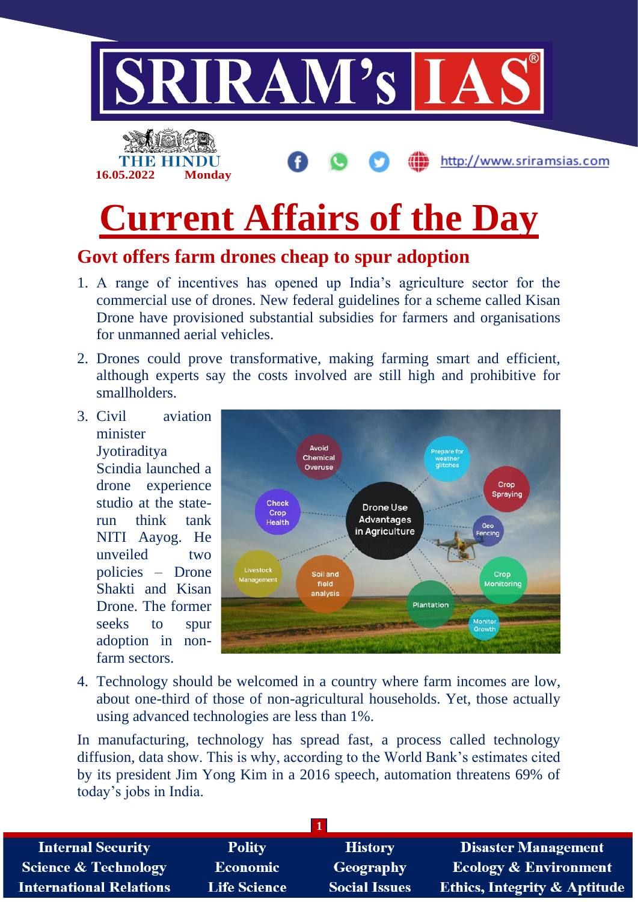# Current Affairs of the Day

16.05.2022 Monday

## Govt offers farm drones cheap to spur adoption

1. A range of incentives has opened up India's agriculture sector for the commercial use of drones. New federal guidelines for a scheme called Kisan Drone have provisioned substantial subsidies for farmers and organisations for unmanned aerial vehicles.
2. Drones could prove transformative, making farming smart and efficient, although experts say the costs involved are still high and prohibitive for smallholders.
3. Civil aviation minister Jyotiraditya Scindia launched a drone experience studio at the state-run think tank NITI Aayog. He unveiled two policies – Drone Shakti and Kisan Drone. The former seeks to spur adoption in non-farm sectors.
4. Technology should be welcomed in a country where farm incomes are low, about one-third of those of non-agricultural households. Yet, those actually using advanced technologies are less than 1%.

In manufacturing, technology has spread fast, a process called technology diffusion, data show. This is why, according to the World Bank's estimates cited by its president Jim Yong Kim in a 2016 speech, automation threatens 69% of today's jobs in India.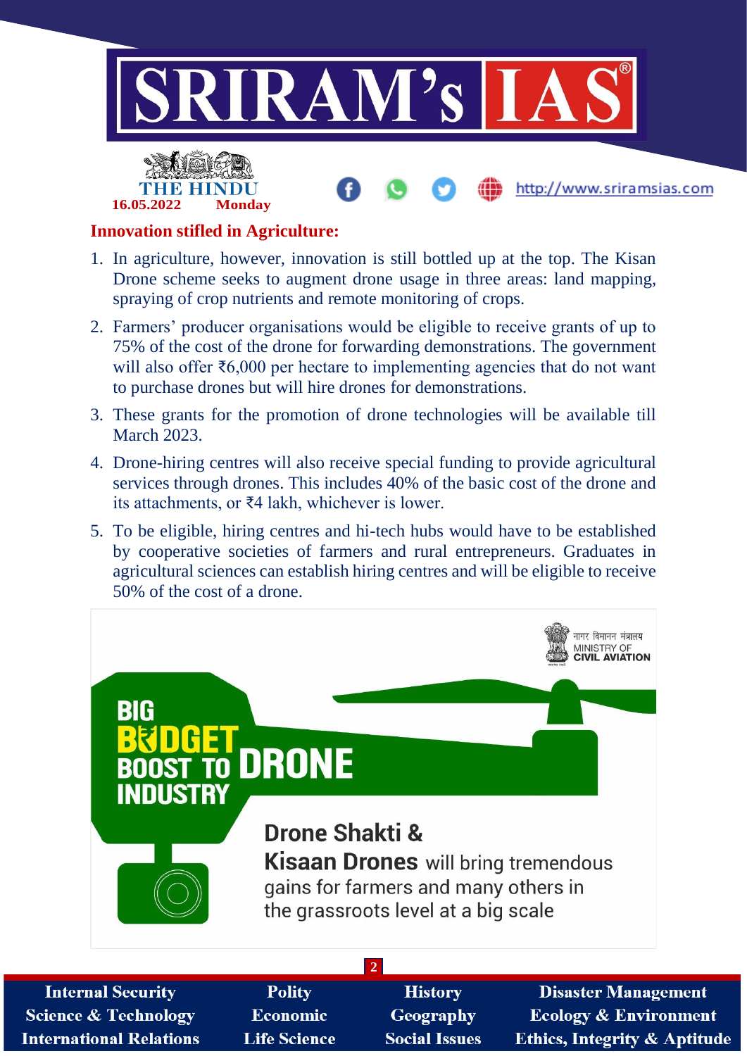## Innovation stifled in Agriculture:

1. In agriculture, however, innovation is still bottled up at the top. The Kisan Drone scheme seeks to augment drone usage in three areas: land mapping, spraying of crop nutrients and remote monitoring of crops.
2. Farmers' producer organisations would be eligible to receive grants of up to 75% of the cost of the drone for forwarding demonstrations. The government will also offer ₹6,000 per hectare to implementing agencies that do not want to purchase drones but will hire drones for demonstrations.
3. These grants for the promotion of drone technologies will be available till March 2023.
4. Drone-hiring centres will also receive special funding to provide agricultural services through drones. This includes 40% of the basic cost of the drone and its attachments, or ₹4 lakh, whichever is lower.
5. To be eligible, hiring centres and hi-tech hubs would have to be established by cooperative societies of farmers and rural entrepreneurs. Graduates in agricultural sciences can establish hiring centres and will be eligible to receive 50% of the cost of a drone.

नागर विमानन मंत्रालय
MINISTRY OF CIVIL AVIATION

BIG BUDGET BOOST TO DRONE INDUSTRY

Drone Shakti & Kisaan Drones will bring tremendous gains for farmers and many others in the grassroots level at a big scale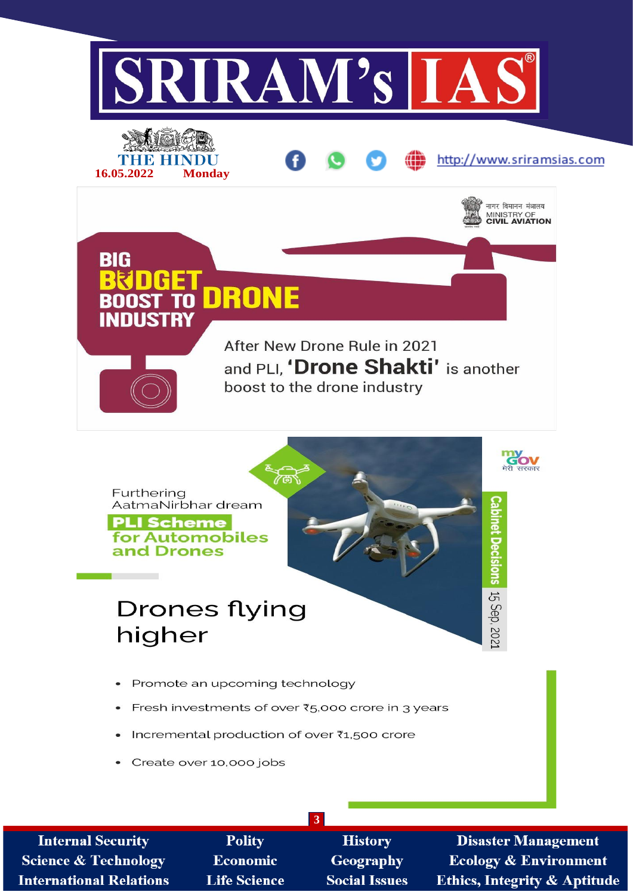नागर विमानन मंत्रालय
MINISTRY OF CIVIL AVIATION

# BIG BUDGET BOOST TO DRONE INDUSTRY

After New Drone Rule in 2021 and PLI, **'Drone Shakti'** is another boost to the drone industry

myGOV मेरी सरकार

Furthering AatmaNirbhar dream

**PLI Scheme for Automobiles and Drones**

Cabinet Decisions 15 Sep, 2021

## Drones flying higher

- Promote an upcoming technology
- Fresh investments of over ₹5,000 crore in 3 years
- Incremental production of over ₹1,500 crore
- Create over 10,000 jobs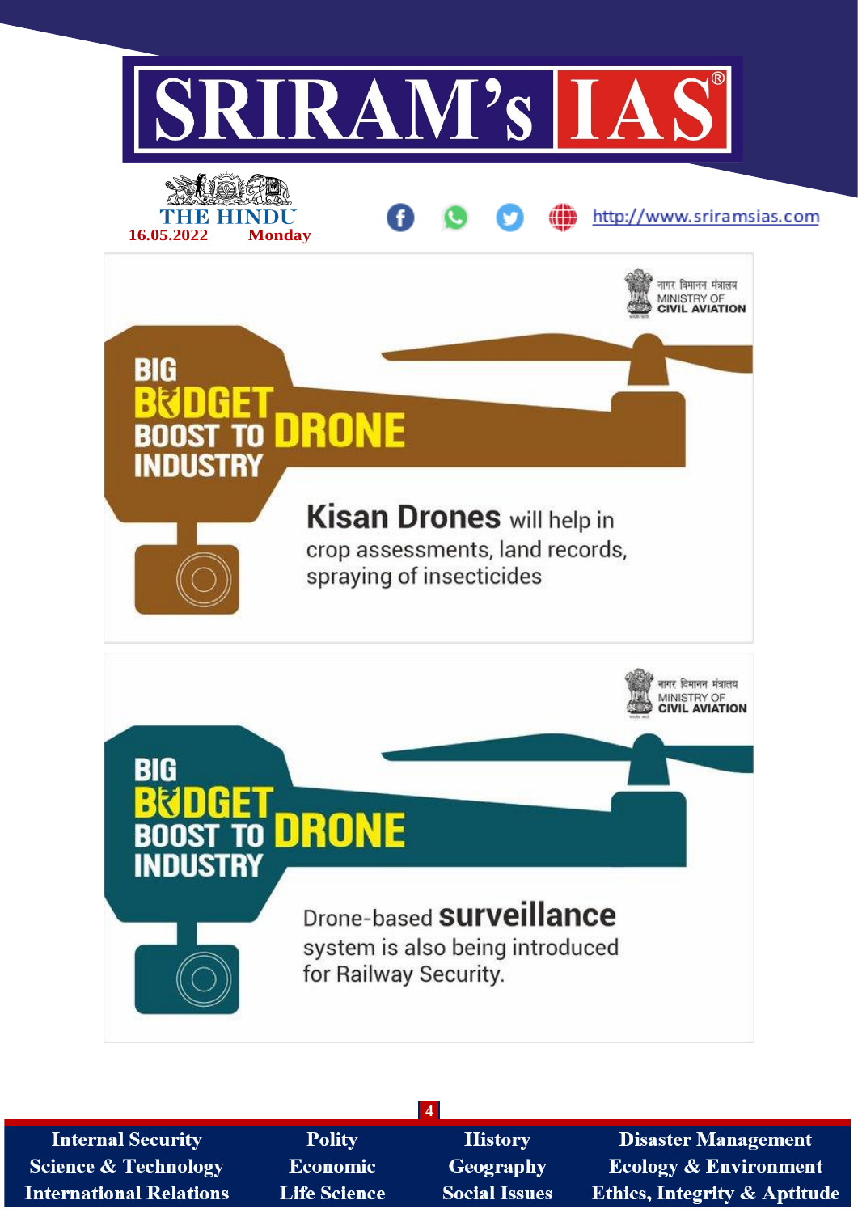नागर विमानन मंत्रालय
MINISTRY OF CIVIL AVIATION

## BIG BUDGET BOOST TO DRONE INDUSTRY

**Kisan Drones** will help in crop assessments, land records, spraying of insecticides

नागर विमानन मंत्रालय
MINISTRY OF CIVIL AVIATION

## BIG BUDGET BOOST TO DRONE INDUSTRY

Drone-based **surveillance** system is also being introduced for Railway Security.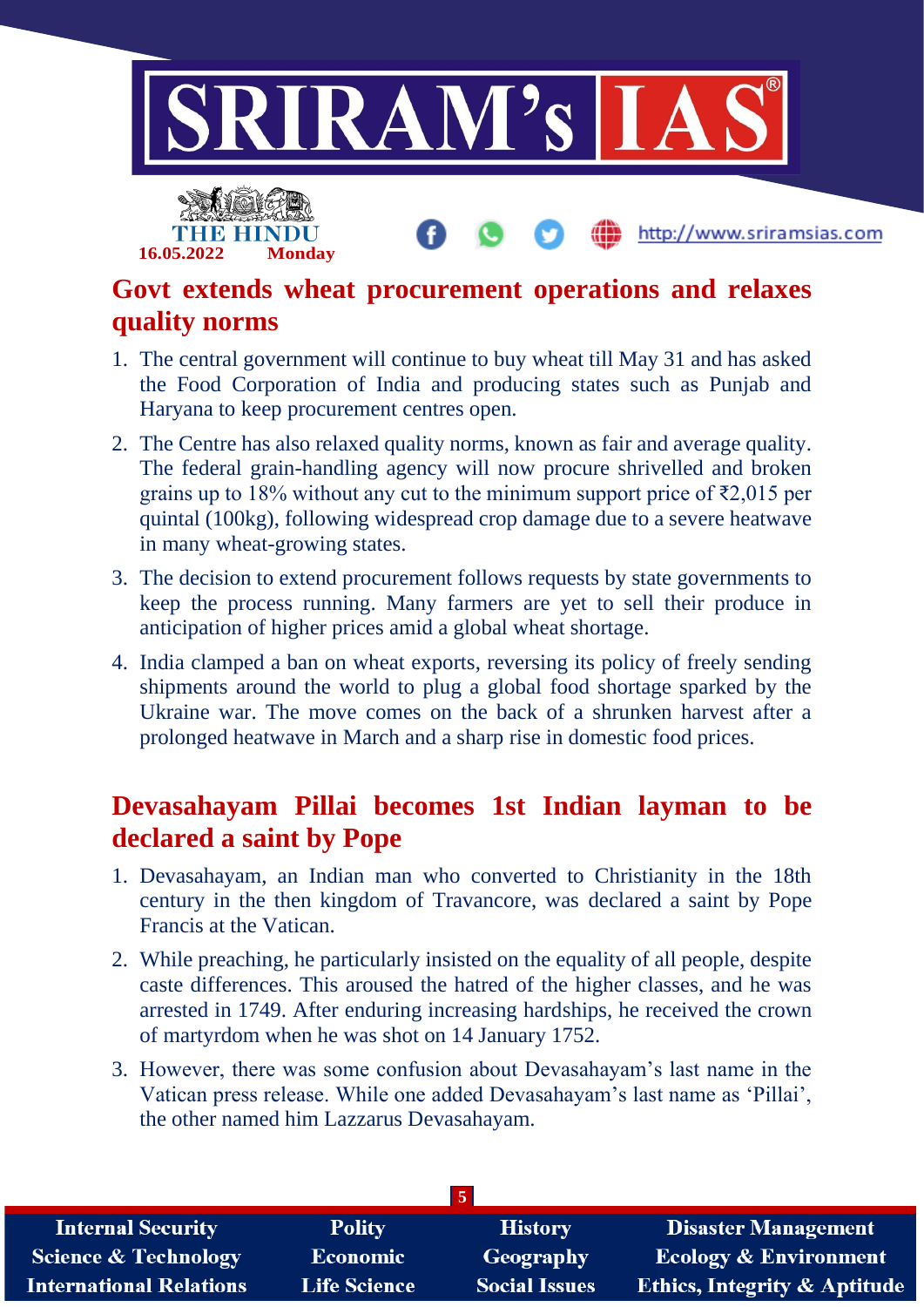## Govt extends wheat procurement operations and relaxes quality norms

1. The central government will continue to buy wheat till May 31 and has asked the Food Corporation of India and producing states such as Punjab and Haryana to keep procurement centres open.
2. The Centre has also relaxed quality norms, known as fair and average quality. The federal grain-handling agency will now procure shrivelled and broken grains up to 18% without any cut to the minimum support price of ₹2,015 per quintal (100kg), following widespread crop damage due to a severe heatwave in many wheat-growing states.
3. The decision to extend procurement follows requests by state governments to keep the process running. Many farmers are yet to sell their produce in anticipation of higher prices amid a global wheat shortage.
4. India clamped a ban on wheat exports, reversing its policy of freely sending shipments around the world to plug a global food shortage sparked by the Ukraine war. The move comes on the back of a shrunken harvest after a prolonged heatwave in March and a sharp rise in domestic food prices.

## Devasahayam Pillai becomes 1st Indian layman to be declared a saint by Pope

1. Devasahayam, an Indian man who converted to Christianity in the 18th century in the then kingdom of Travancore, was declared a saint by Pope Francis at the Vatican.
2. While preaching, he particularly insisted on the equality of all people, despite caste differences. This aroused the hatred of the higher classes, and he was arrested in 1749. After enduring increasing hardships, he received the crown of martyrdom when he was shot on 14 January 1752.
3. However, there was some confusion about Devasahayam's last name in the Vatican press release. While one added Devasahayam's last name as 'Pillai', the other named him Lazzarus Devasahayam.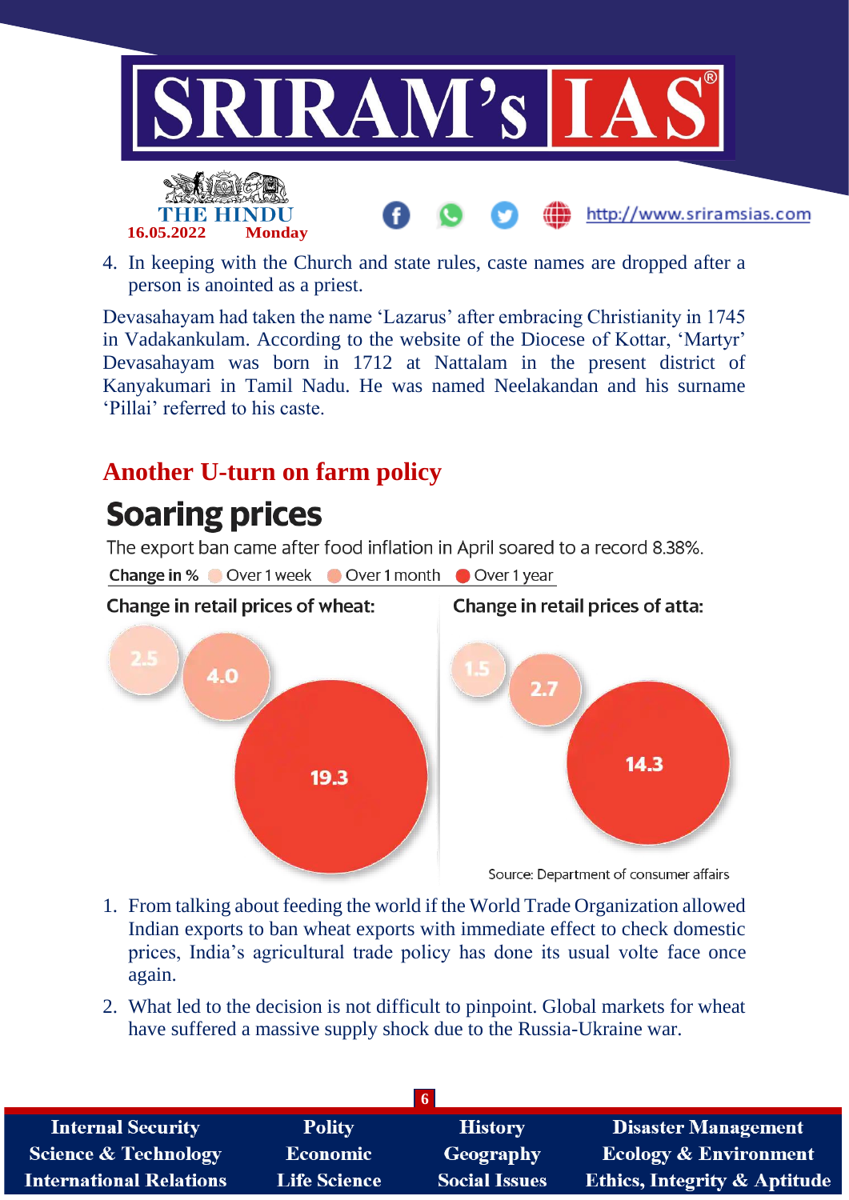4. In keeping with the Church and state rules, caste names are dropped after a person is anointed as a priest.

Devasahayam had taken the name 'Lazarus' after embracing Christianity in 1745 in Vadakankulam. According to the website of the Diocese of Kottar, 'Martyr' Devasahayam was born in 1712 at Nattalam in the present district of Kanyakumari in Tamil Nadu. He was named Neelakandan and his surname 'Pillai' referred to his caste.

## Another U-turn on farm policy

### Soaring prices

The export ban came after food inflation in April soared to a record 8.38%.

**Change in %** Over 1 week | Over 1 month | Over 1 year

| Change in % | Over 1 week | Over 1 month | Over 1 year |
|---|---|---|---|
| Change in retail prices of wheat | 2.5 | 4.0 | 19.3 |
| Change in retail prices of atta | 1.5 | 2.7 | 14.3 |

Source: Department of consumer affairs

1. From talking about feeding the world if the World Trade Organization allowed Indian exports to ban wheat exports with immediate effect to check domestic prices, India's agricultural trade policy has done its usual volte face once again.
2. What led to the decision is not difficult to pinpoint. Global markets for wheat have suffered a massive supply shock due to the Russia-Ukraine war.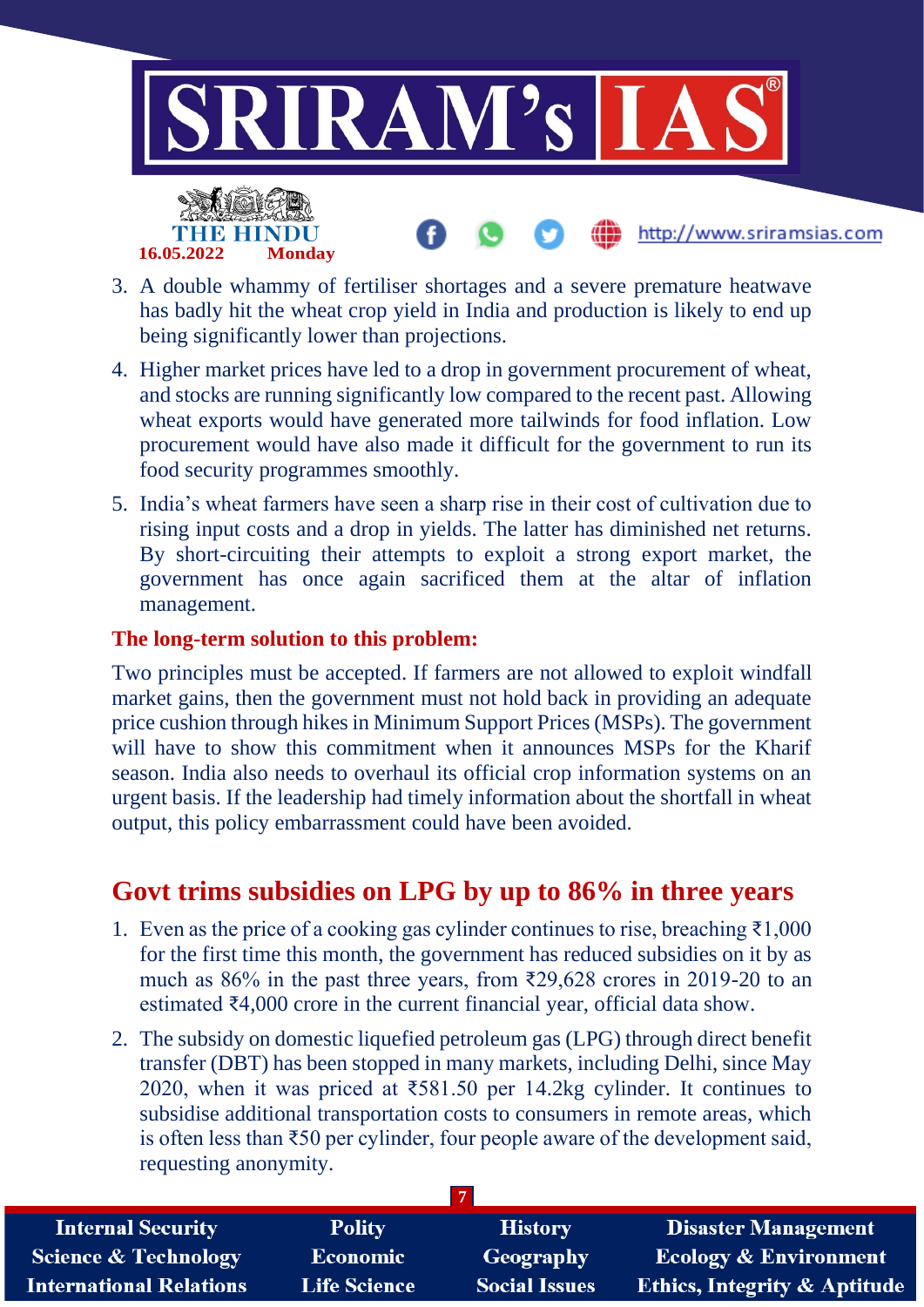3. A double whammy of fertiliser shortages and a severe premature heatwave has badly hit the wheat crop yield in India and production is likely to end up being significantly lower than projections.
4. Higher market prices have led to a drop in government procurement of wheat, and stocks are running significantly low compared to the recent past. Allowing wheat exports would have generated more tailwinds for food inflation. Low procurement would have also made it difficult for the government to run its food security programmes smoothly.
5. India's wheat farmers have seen a sharp rise in their cost of cultivation due to rising input costs and a drop in yields. The latter has diminished net returns. By short-circuiting their attempts to exploit a strong export market, the government has once again sacrificed them at the altar of inflation management.

**The long-term solution to this problem:**

Two principles must be accepted. If farmers are not allowed to exploit windfall market gains, then the government must not hold back in providing an adequate price cushion through hikes in Minimum Support Prices (MSPs). The government will have to show this commitment when it announces MSPs for the Kharif season. India also needs to overhaul its official crop information systems on an urgent basis. If the leadership had timely information about the shortfall in wheat output, this policy embarrassment could have been avoided.

## Govt trims subsidies on LPG by up to 86% in three years

1. Even as the price of a cooking gas cylinder continues to rise, breaching ₹1,000 for the first time this month, the government has reduced subsidies on it by as much as 86% in the past three years, from ₹29,628 crores in 2019-20 to an estimated ₹4,000 crore in the current financial year, official data show.
2. The subsidy on domestic liquefied petroleum gas (LPG) through direct benefit transfer (DBT) has been stopped in many markets, including Delhi, since May 2020, when it was priced at ₹581.50 per 14.2kg cylinder. It continues to subsidise additional transportation costs to consumers in remote areas, which is often less than ₹50 per cylinder, four people aware of the development said, requesting anonymity.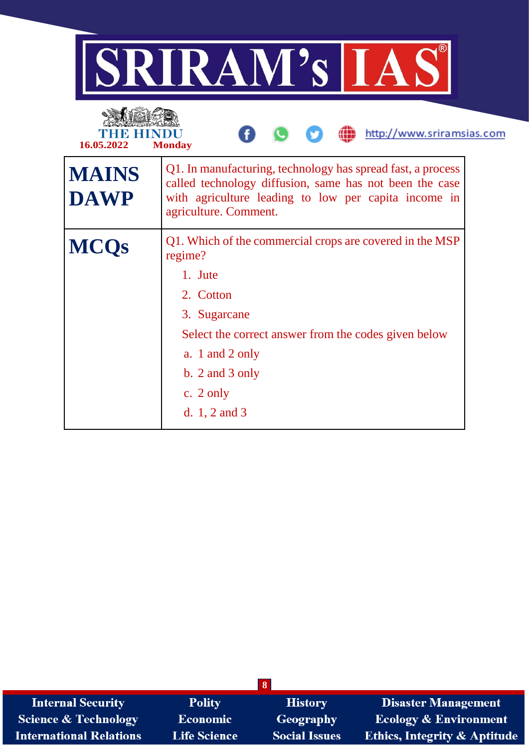| | |
|---|---|
| **MAINS DAWP** | Q1. In manufacturing, technology has spread fast, a process called technology diffusion, same has not been the case with agriculture leading to low per capita income in agriculture. Comment. |
| **MCQs** | Q1. Which of the commercial crops are covered in the MSP regime?<br>1. Jute<br>2. Cotton<br>3. Sugarcane<br>Select the correct answer from the codes given below<br>a. 1 and 2 only<br>b. 2 and 3 only<br>c. 2 only<br>d. 1, 2 and 3 |